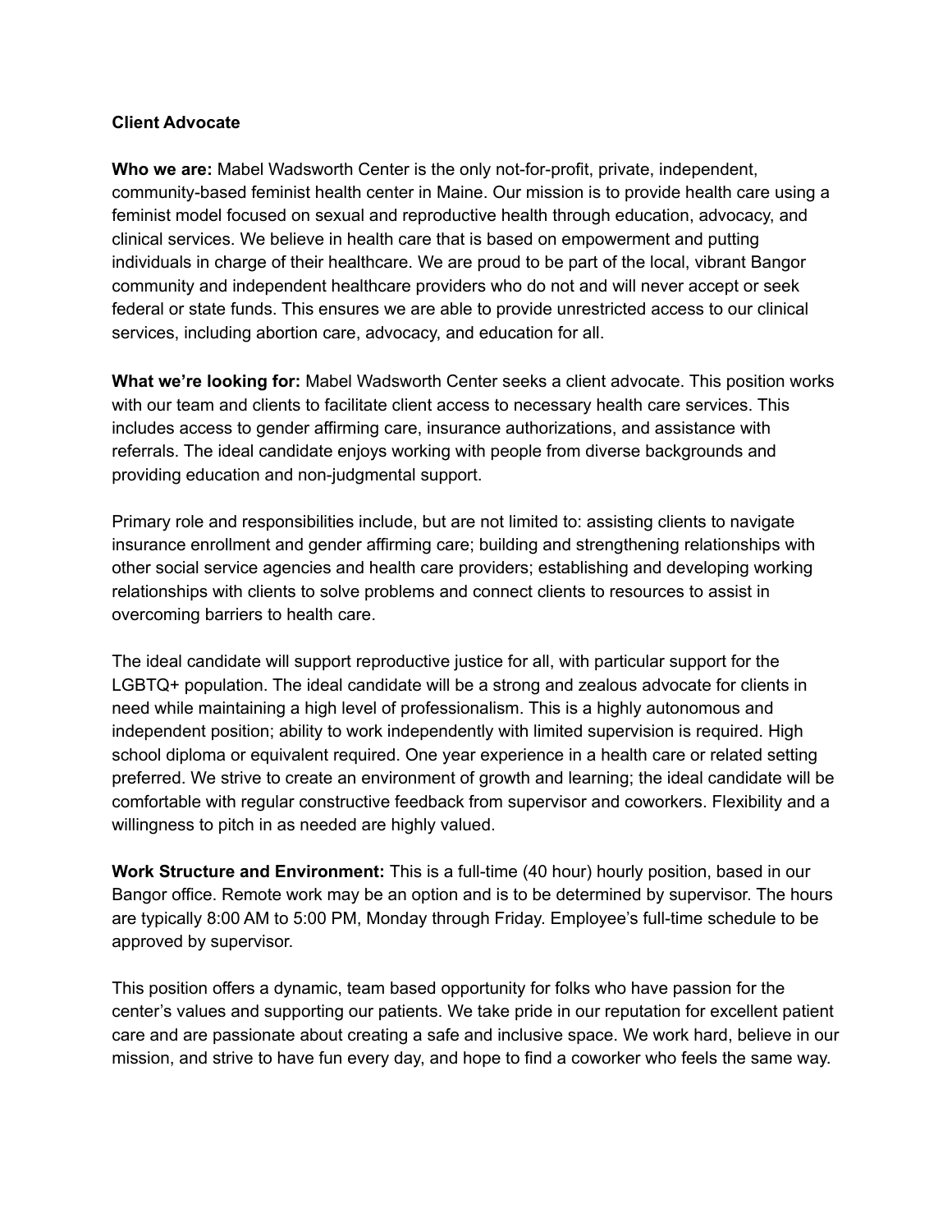**Client Advocate**

**Who we are:** Mabel Wadsworth Center is the only not-for-profit, private, independent, community-based feminist health center in Maine. Our mission is to provide health care using a feminist model focused on sexual and reproductive health through education, advocacy, and clinical services. We believe in health care that is based on empowerment and putting individuals in charge of their healthcare. We are proud to be part of the local, vibrant Bangor community and independent healthcare providers who do not and will never accept or seek federal or state funds. This ensures we are able to provide unrestricted access to our clinical services, including abortion care, advocacy, and education for all.

**What we're looking for:** Mabel Wadsworth Center seeks a client advocate. This position works with our team and clients to facilitate client access to necessary health care services. This includes access to gender affirming care, insurance authorizations, and assistance with referrals. The ideal candidate enjoys working with people from diverse backgrounds and providing education and non-judgmental support.

Primary role and responsibilities include, but are not limited to: assisting clients to navigate insurance enrollment and gender affirming care; building and strengthening relationships with other social service agencies and health care providers; establishing and developing working relationships with clients to solve problems and connect clients to resources to assist in overcoming barriers to health care.

The ideal candidate will support reproductive justice for all, with particular support for the LGBTQ+ population. The ideal candidate will be a strong and zealous advocate for clients in need while maintaining a high level of professionalism. This is a highly autonomous and independent position; ability to work independently with limited supervision is required. High school diploma or equivalent required. One year experience in a health care or related setting preferred. We strive to create an environment of growth and learning; the ideal candidate will be comfortable with regular constructive feedback from supervisor and coworkers. Flexibility and a willingness to pitch in as needed are highly valued.

**Work Structure and Environment:** This is a full-time (40 hour) hourly position, based in our Bangor office. Remote work may be an option and is to be determined by supervisor. The hours are typically 8:00 AM to 5:00 PM, Monday through Friday. Employee's full-time schedule to be approved by supervisor.

This position offers a dynamic, team based opportunity for folks who have passion for the center's values and supporting our patients. We take pride in our reputation for excellent patient care and are passionate about creating a safe and inclusive space. We work hard, believe in our mission, and strive to have fun every day, and hope to find a coworker who feels the same way.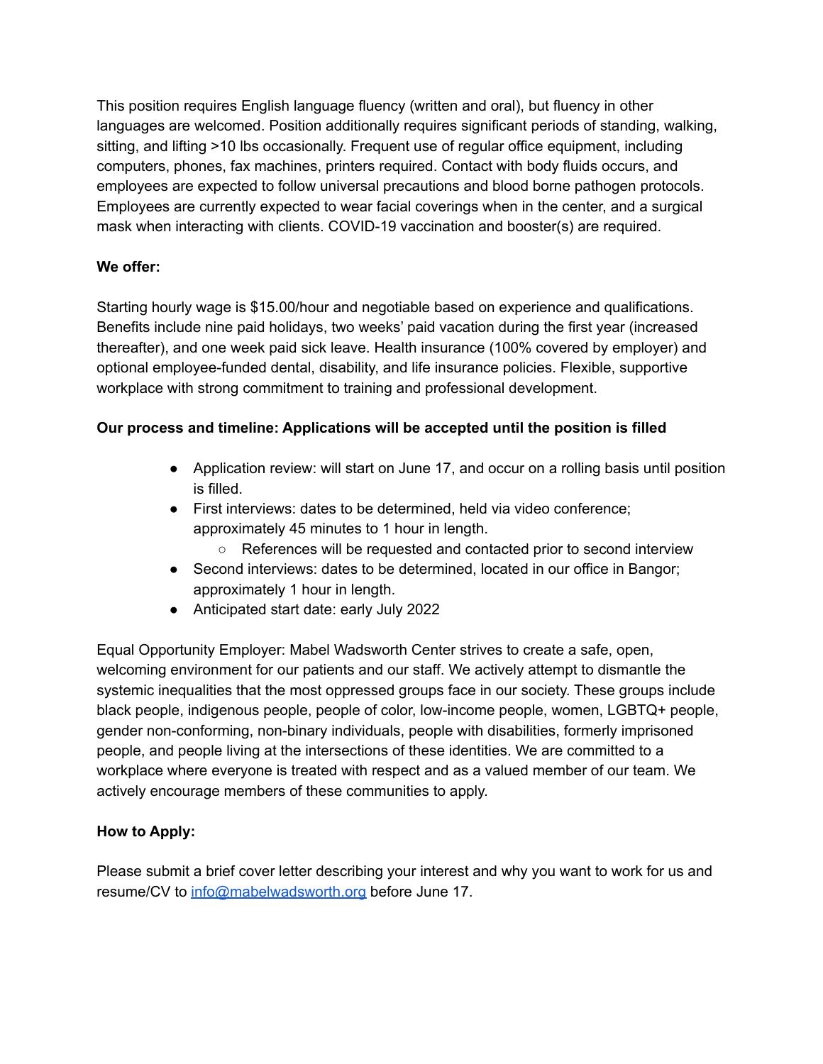This position requires English language fluency (written and oral), but fluency in other languages are welcomed. Position additionally requires significant periods of standing, walking, sitting, and lifting >10 lbs occasionally. Frequent use of regular office equipment, including computers, phones, fax machines, printers required. Contact with body fluids occurs, and employees are expected to follow universal precautions and blood borne pathogen protocols. Employees are currently expected to wear facial coverings when in the center, and a surgical mask when interacting with clients. COVID-19 vaccination and booster(s) are required.

**We offer:**

Starting hourly wage is $15.00/hour and negotiable based on experience and qualifications. Benefits include nine paid holidays, two weeks' paid vacation during the first year (increased thereafter), and one week paid sick leave. Health insurance (100% covered by employer) and optional employee-funded dental, disability, and life insurance policies. Flexible, supportive workplace with strong commitment to training and professional development.

**Our process and timeline: Applications will be accepted until the position is filled**

- Application review: will start on June 17, and occur on a rolling basis until position is filled.
- First interviews: dates to be determined, held via video conference; approximately 45 minutes to 1 hour in length.
    - References will be requested and contacted prior to second interview
- Second interviews: dates to be determined, located in our office in Bangor; approximately 1 hour in length.
- Anticipated start date: early July 2022

Equal Opportunity Employer: Mabel Wadsworth Center strives to create a safe, open, welcoming environment for our patients and our staff. We actively attempt to dismantle the systemic inequalities that the most oppressed groups face in our society. These groups include black people, indigenous people, people of color, low-income people, women, LGBTQ+ people, gender non-conforming, non-binary individuals, people with disabilities, formerly imprisoned people, and people living at the intersections of these identities. We are committed to a workplace where everyone is treated with respect and as a valued member of our team. We actively encourage members of these communities to apply.

**How to Apply:**

Please submit a brief cover letter describing your interest and why you want to work for us and resume/CV to [info@mabelwadsworth.org](mailto:info@mabelwadsworth.org) before June 17.